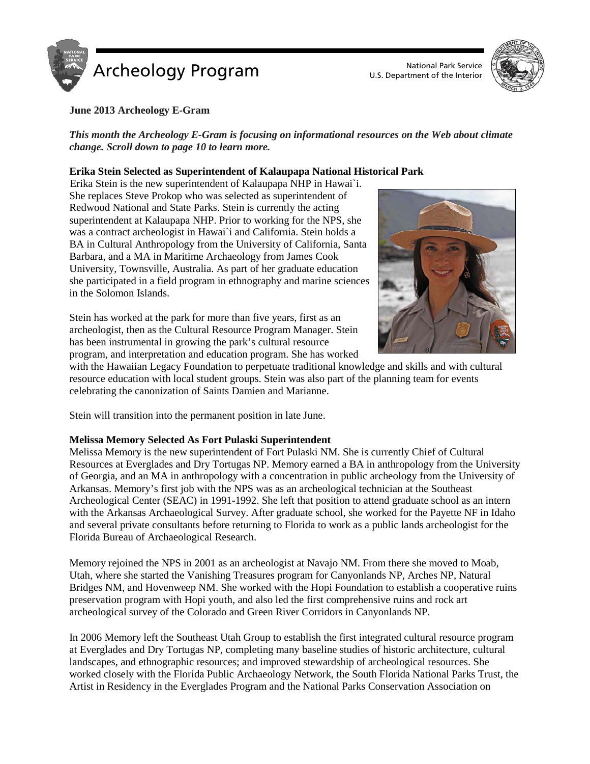# Archeology Program

National Park Service
U.S. Department of the Interior

**June 2013 Archeology E-Gram**

***This month the Archeology E-Gram is focusing on informational resources on the Web about climate change. Scroll down to page 10 to learn more.***

**Erika Stein Selected as Superintendent of Kalaupapa National Historical Park**

Erika Stein is the new superintendent of Kalaupapa NHP in Hawai`i. She replaces Steve Prokop who was selected as superintendent of Redwood National and State Parks. Stein is currently the acting superintendent at Kalaupapa NHP. Prior to working for the NPS, she was a contract archeologist in Hawai`i and California. Stein holds a BA in Cultural Anthropology from the University of California, Santa Barbara, and a MA in Maritime Archaeology from James Cook University, Townsville, Australia. As part of her graduate education she participated in a field program in ethnography and marine sciences in the Solomon Islands.

Stein has worked at the park for more than five years, first as an archeologist, then as the Cultural Resource Program Manager. Stein has been instrumental in growing the park's cultural resource program, and interpretation and education program. She has worked with the Hawaiian Legacy Foundation to perpetuate traditional knowledge and skills and with cultural resource education with local student groups. Stein was also part of the planning team for events celebrating the canonization of Saints Damien and Marianne.

Stein will transition into the permanent position in late June.

**Melissa Memory Selected As Fort Pulaski Superintendent**

Melissa Memory is the new superintendent of Fort Pulaski NM. She is currently Chief of Cultural Resources at Everglades and Dry Tortugas NP. Memory earned a BA in anthropology from the University of Georgia, and an MA in anthropology with a concentration in public archeology from the University of Arkansas. Memory's first job with the NPS was as an archeological technician at the Southeast Archeological Center (SEAC) in 1991-1992. She left that position to attend graduate school as an intern with the Arkansas Archaeological Survey. After graduate school, she worked for the Payette NF in Idaho and several private consultants before returning to Florida to work as a public lands archeologist for the Florida Bureau of Archaeological Research.

Memory rejoined the NPS in 2001 as an archeologist at Navajo NM. From there she moved to Moab, Utah, where she started the Vanishing Treasures program for Canyonlands NP, Arches NP, Natural Bridges NM, and Hovenweep NM. She worked with the Hopi Foundation to establish a cooperative ruins preservation program with Hopi youth, and also led the first comprehensive ruins and rock art archeological survey of the Colorado and Green River Corridors in Canyonlands NP.

In 2006 Memory left the Southeast Utah Group to establish the first integrated cultural resource program at Everglades and Dry Tortugas NP, completing many baseline studies of historic architecture, cultural landscapes, and ethnographic resources; and improved stewardship of archeological resources. She worked closely with the Florida Public Archaeology Network, the South Florida National Parks Trust, the Artist in Residency in the Everglades Program and the National Parks Conservation Association on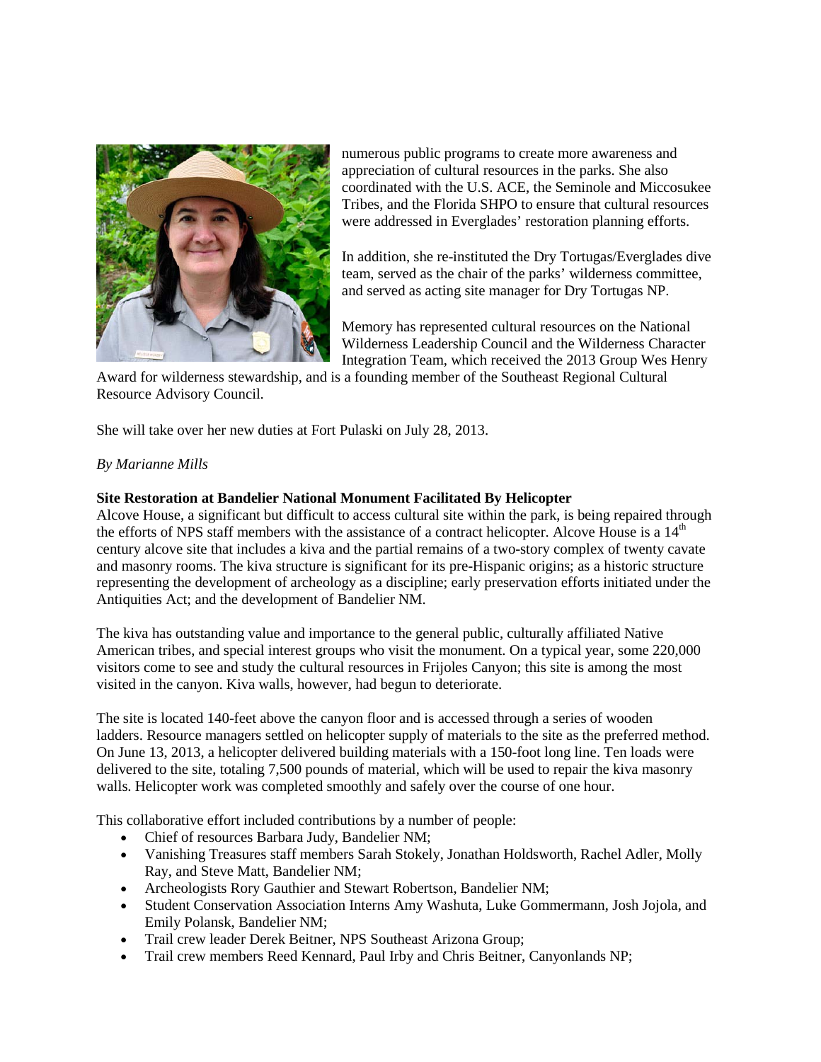numerous public programs to create more awareness and appreciation of cultural resources in the parks. She also coordinated with the U.S. ACE, the Seminole and Miccosukee Tribes, and the Florida SHPO to ensure that cultural resources were addressed in Everglades' restoration planning efforts.

In addition, she re-instituted the Dry Tortugas/Everglades dive team, served as the chair of the parks' wilderness committee, and served as acting site manager for Dry Tortugas NP.

Memory has represented cultural resources on the National Wilderness Leadership Council and the Wilderness Character Integration Team, which received the 2013 Group Wes Henry Award for wilderness stewardship, and is a founding member of the Southeast Regional Cultural Resource Advisory Council.

She will take over her new duties at Fort Pulaski on July 28, 2013.

*By Marianne Mills*

**Site Restoration at Bandelier National Monument Facilitated By Helicopter**

Alcove House, a significant but difficult to access cultural site within the park, is being repaired through the efforts of NPS staff members with the assistance of a contract helicopter. Alcove House is a 14th century alcove site that includes a kiva and the partial remains of a two-story complex of twenty cavate and masonry rooms. The kiva structure is significant for its pre-Hispanic origins; as a historic structure representing the development of archeology as a discipline; early preservation efforts initiated under the Antiquities Act; and the development of Bandelier NM.

The kiva has outstanding value and importance to the general public, culturally affiliated Native American tribes, and special interest groups who visit the monument. On a typical year, some 220,000 visitors come to see and study the cultural resources in Frijoles Canyon; this site is among the most visited in the canyon. Kiva walls, however, had begun to deteriorate.

The site is located 140-feet above the canyon floor and is accessed through a series of wooden ladders. Resource managers settled on helicopter supply of materials to the site as the preferred method. On June 13, 2013, a helicopter delivered building materials with a 150-foot long line. Ten loads were delivered to the site, totaling 7,500 pounds of material, which will be used to repair the kiva masonry walls. Helicopter work was completed smoothly and safely over the course of one hour.

This collaborative effort included contributions by a number of people:

- Chief of resources Barbara Judy, Bandelier NM;
- Vanishing Treasures staff members Sarah Stokely, Jonathan Holdsworth, Rachel Adler, Molly Ray, and Steve Matt, Bandelier NM;
- Archeologists Rory Gauthier and Stewart Robertson, Bandelier NM;
- Student Conservation Association Interns Amy Washuta, Luke Gommermann, Josh Jojola, and Emily Polansk, Bandelier NM;
- Trail crew leader Derek Beitner, NPS Southeast Arizona Group;
- Trail crew members Reed Kennard, Paul Irby and Chris Beitner, Canyonlands NP;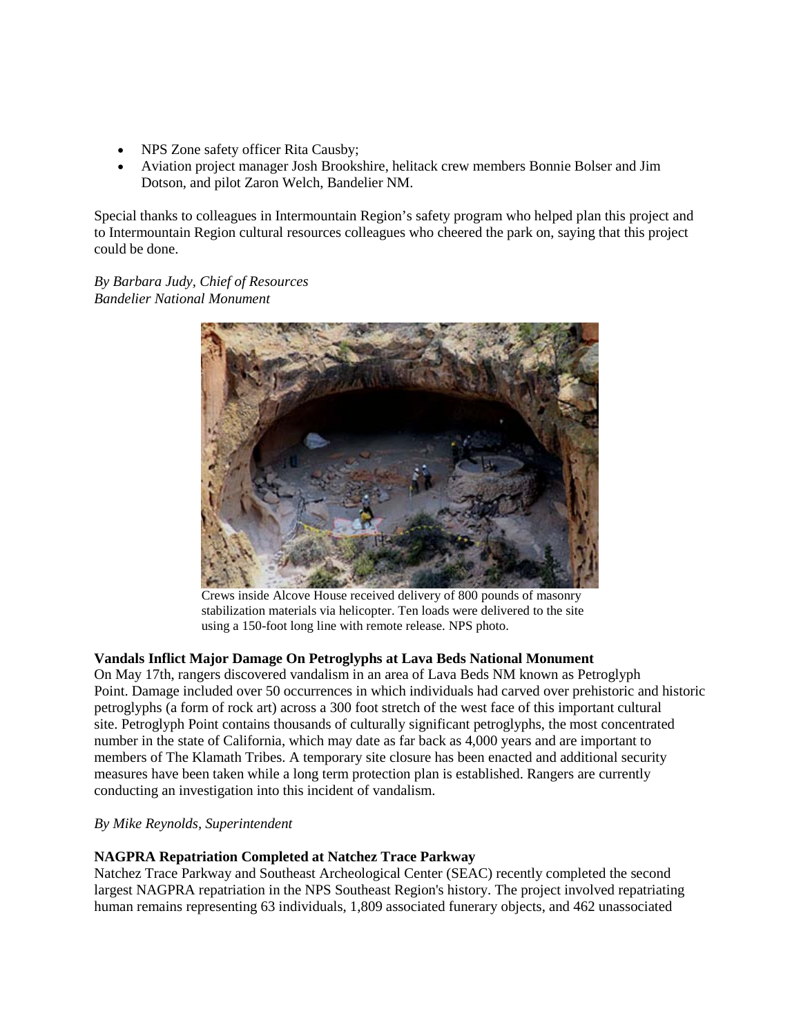- NPS Zone safety officer Rita Causby;
- Aviation project manager Josh Brookshire, helitack crew members Bonnie Bolser and Jim Dotson, and pilot Zaron Welch, Bandelier NM.

Special thanks to colleagues in Intermountain Region's safety program who helped plan this project and to Intermountain Region cultural resources colleagues who cheered the park on, saying that this project could be done.

*By Barbara Judy, Chief of Resources*
*Bandelier National Monument*

Crews inside Alcove House received delivery of 800 pounds of masonry stabilization materials via helicopter. Ten loads were delivered to the site using a 150-foot long line with remote release. NPS photo.

**Vandals Inflict Major Damage On Petroglyphs at Lava Beds National Monument**

On May 17th, rangers discovered vandalism in an area of Lava Beds NM known as Petroglyph Point. Damage included over 50 occurrences in which individuals had carved over prehistoric and historic petroglyphs (a form of rock art) across a 300 foot stretch of the west face of this important cultural site. Petroglyph Point contains thousands of culturally significant petroglyphs, the most concentrated number in the state of California, which may date as far back as 4,000 years and are important to members of The Klamath Tribes. A temporary site closure has been enacted and additional security measures have been taken while a long term protection plan is established. Rangers are currently conducting an investigation into this incident of vandalism.

*By Mike Reynolds, Superintendent*

**NAGPRA Repatriation Completed at Natchez Trace Parkway**

Natchez Trace Parkway and Southeast Archeological Center (SEAC) recently completed the second largest NAGPRA repatriation in the NPS Southeast Region's history. The project involved repatriating human remains representing 63 individuals, 1,809 associated funerary objects, and 462 unassociated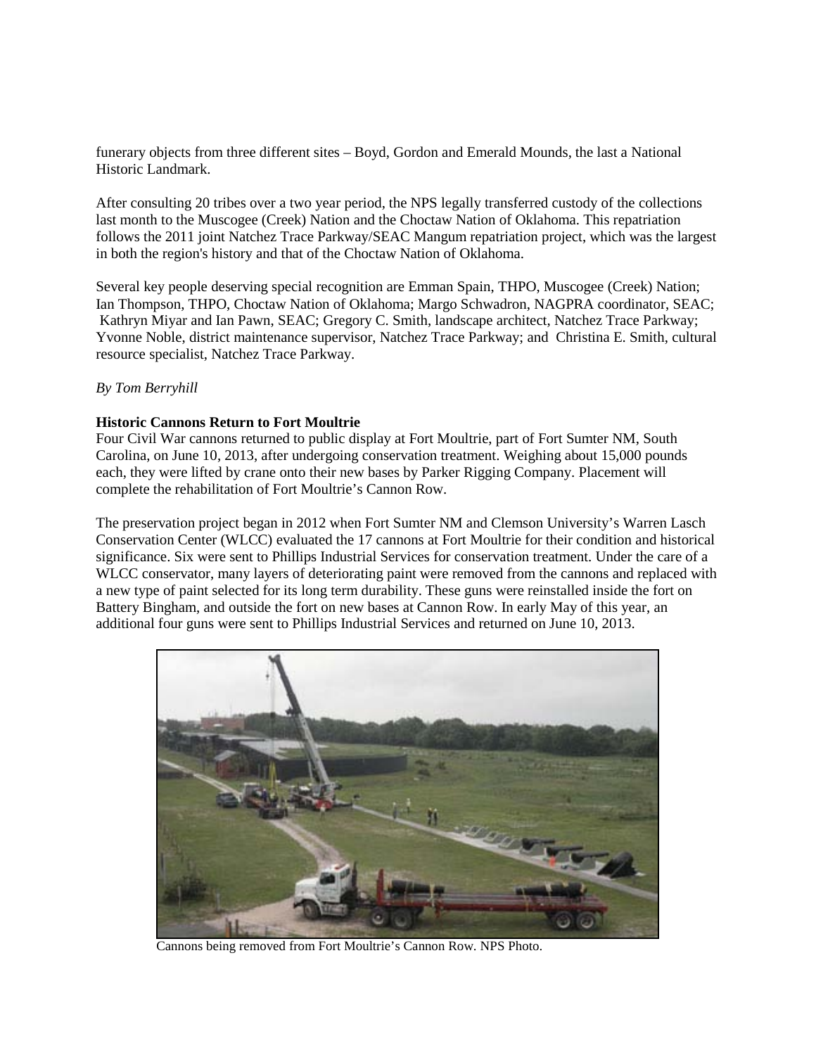funerary objects from three different sites – Boyd, Gordon and Emerald Mounds, the last a National Historic Landmark.

After consulting 20 tribes over a two year period, the NPS legally transferred custody of the collections last month to the Muscogee (Creek) Nation and the Choctaw Nation of Oklahoma. This repatriation follows the 2011 joint Natchez Trace Parkway/SEAC Mangum repatriation project, which was the largest in both the region's history and that of the Choctaw Nation of Oklahoma.

Several key people deserving special recognition are Emman Spain, THPO, Muscogee (Creek) Nation; Ian Thompson, THPO, Choctaw Nation of Oklahoma; Margo Schwadron, NAGPRA coordinator, SEAC; Kathryn Miyar and Ian Pawn, SEAC; Gregory C. Smith, landscape architect, Natchez Trace Parkway; Yvonne Noble, district maintenance supervisor, Natchez Trace Parkway; and Christina E. Smith, cultural resource specialist, Natchez Trace Parkway.

*By Tom Berryhill*

**Historic Cannons Return to Fort Moultrie**

Four Civil War cannons returned to public display at Fort Moultrie, part of Fort Sumter NM, South Carolina, on June 10, 2013, after undergoing conservation treatment. Weighing about 15,000 pounds each, they were lifted by crane onto their new bases by Parker Rigging Company. Placement will complete the rehabilitation of Fort Moultrie's Cannon Row.

The preservation project began in 2012 when Fort Sumter NM and Clemson University's Warren Lasch Conservation Center (WLCC) evaluated the 17 cannons at Fort Moultrie for their condition and historical significance. Six were sent to Phillips Industrial Services for conservation treatment. Under the care of a WLCC conservator, many layers of deteriorating paint were removed from the cannons and replaced with a new type of paint selected for its long term durability. These guns were reinstalled inside the fort on Battery Bingham, and outside the fort on new bases at Cannon Row. In early May of this year, an additional four guns were sent to Phillips Industrial Services and returned on June 10, 2013.

Cannons being removed from Fort Moultrie's Cannon Row. NPS Photo.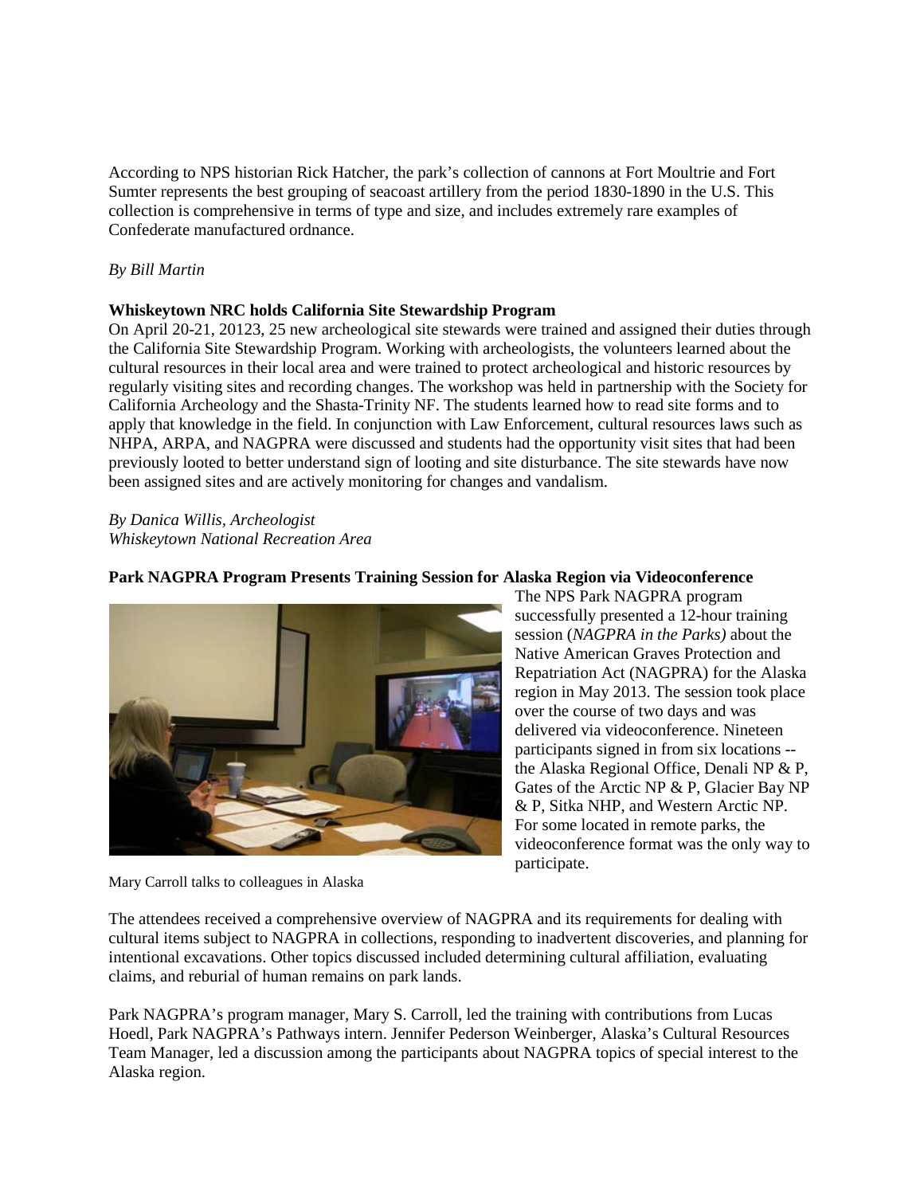According to NPS historian Rick Hatcher, the park's collection of cannons at Fort Moultrie and Fort Sumter represents the best grouping of seacoast artillery from the period 1830-1890 in the U.S. This collection is comprehensive in terms of type and size, and includes extremely rare examples of Confederate manufactured ordnance.

*By Bill Martin*

**Whiskeytown NRC holds California Site Stewardship Program**

On April 20-21, 20123, 25 new archeological site stewards were trained and assigned their duties through the California Site Stewardship Program. Working with archeologists, the volunteers learned about the cultural resources in their local area and were trained to protect archeological and historic resources by regularly visiting sites and recording changes. The workshop was held in partnership with the Society for California Archeology and the Shasta-Trinity NF. The students learned how to read site forms and to apply that knowledge in the field. In conjunction with Law Enforcement, cultural resources laws such as NHPA, ARPA, and NAGPRA were discussed and students had the opportunity visit sites that had been previously looted to better understand sign of looting and site disturbance. The site stewards have now been assigned sites and are actively monitoring for changes and vandalism.

*By Danica Willis, Archeologist*
*Whiskeytown National Recreation Area*

**Park NAGPRA Program Presents Training Session for Alaska Region via Videoconference**

The NPS Park NAGPRA program successfully presented a 12-hour training session (*NAGPRA in the Parks)* about the Native American Graves Protection and Repatriation Act (NAGPRA) for the Alaska region in May 2013. The session took place over the course of two days and was delivered via videoconference. Nineteen participants signed in from six locations -- the Alaska Regional Office, Denali NP & P, Gates of the Arctic NP & P, Glacier Bay NP & P, Sitka NHP, and Western Arctic NP. For some located in remote parks, the videoconference format was the only way to participate.

Mary Carroll talks to colleagues in Alaska

The attendees received a comprehensive overview of NAGPRA and its requirements for dealing with cultural items subject to NAGPRA in collections, responding to inadvertent discoveries, and planning for intentional excavations. Other topics discussed included determining cultural affiliation, evaluating claims, and reburial of human remains on park lands.

Park NAGPRA's program manager, Mary S. Carroll, led the training with contributions from Lucas Hoedl, Park NAGPRA's Pathways intern. Jennifer Pederson Weinberger, Alaska's Cultural Resources Team Manager, led a discussion among the participants about NAGPRA topics of special interest to the Alaska region.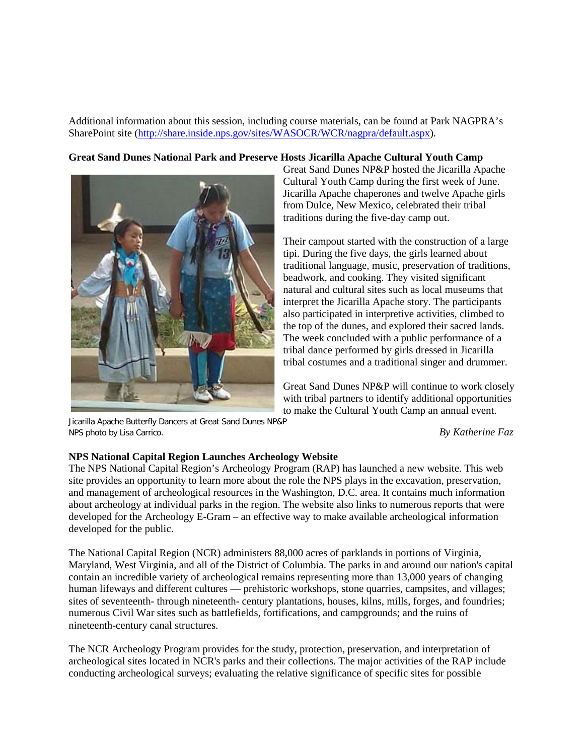Additional information about this session, including course materials, can be found at Park NAGPRA's SharePoint site (http://share.inside.nps.gov/sites/WASOCR/WCR/nagpra/default.aspx).

**Great Sand Dunes National Park and Preserve Hosts Jicarilla Apache Cultural Youth Camp**

Great Sand Dunes NP&P hosted the Jicarilla Apache Cultural Youth Camp during the first week of June. Jicarilla Apache chaperones and twelve Apache girls from Dulce, New Mexico, celebrated their tribal traditions during the five-day camp out.

Their campout started with the construction of a large tipi. During the five days, the girls learned about traditional language, music, preservation of traditions, beadwork, and cooking. They visited significant natural and cultural sites such as local museums that interpret the Jicarilla Apache story. The participants also participated in interpretive activities, climbed to the top of the dunes, and explored their sacred lands. The week concluded with a public performance of a tribal dance performed by girls dressed in Jicarilla tribal costumes and a traditional singer and drummer.

Great Sand Dunes NP&P will continue to work closely with tribal partners to identify additional opportunities to make the Cultural Youth Camp an annual event.

Jicarilla Apache Butterfly Dancers at Great Sand Dunes NP&P
NPS photo by Lisa Carrico.

*By Katherine Faz*

**NPS National Capital Region Launches Archeology Website**

The NPS National Capital Region's Archeology Program (RAP) has launched a new website. This web site provides an opportunity to learn more about the role the NPS plays in the excavation, preservation, and management of archeological resources in the Washington, D.C. area. It contains much information about archeology at individual parks in the region. The website also links to numerous reports that were developed for the Archeology E-Gram – an effective way to make available archeological information developed for the public.

The National Capital Region (NCR) administers 88,000 acres of parklands in portions of Virginia, Maryland, West Virginia, and all of the District of Columbia. The parks in and around our nation's capital contain an incredible variety of archeological remains representing more than 13,000 years of changing human lifeways and different cultures — prehistoric workshops, stone quarries, campsites, and villages; sites of seventeenth- through nineteenth- century plantations, houses, kilns, mills, forges, and foundries; numerous Civil War sites such as battlefields, fortifications, and campgrounds; and the ruins of nineteenth-century canal structures.

The NCR Archeology Program provides for the study, protection, preservation, and interpretation of archeological sites located in NCR's parks and their collections. The major activities of the RAP include conducting archeological surveys; evaluating the relative significance of specific sites for possible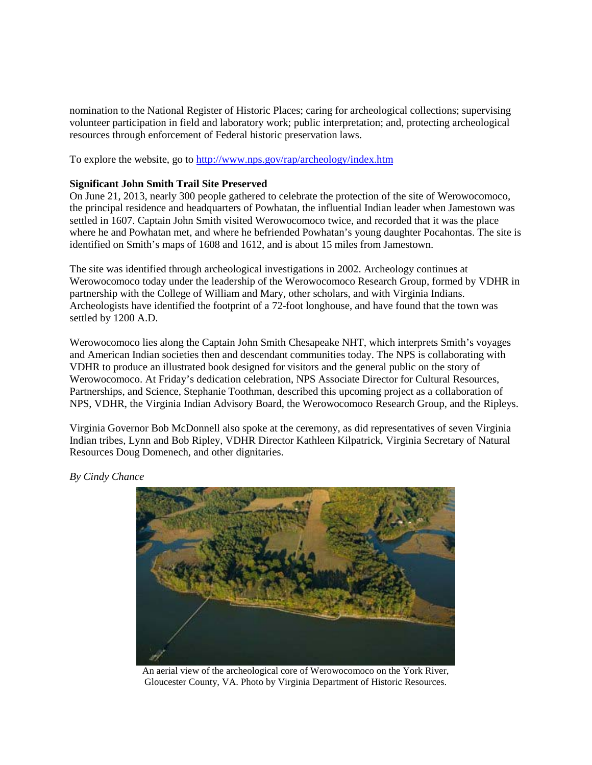nomination to the National Register of Historic Places; caring for archeological collections; supervising volunteer participation in field and laboratory work; public interpretation; and, protecting archeological resources through enforcement of Federal historic preservation laws.

To explore the website, go to http://www.nps.gov/rap/archeology/index.htm

**Significant John Smith Trail Site Preserved**

On June 21, 2013, nearly 300 people gathered to celebrate the protection of the site of Werowocomoco, the principal residence and headquarters of Powhatan, the influential Indian leader when Jamestown was settled in 1607. Captain John Smith visited Werowocomoco twice, and recorded that it was the place where he and Powhatan met, and where he befriended Powhatan's young daughter Pocahontas. The site is identified on Smith's maps of 1608 and 1612, and is about 15 miles from Jamestown.

The site was identified through archeological investigations in 2002. Archeology continues at Werowocomoco today under the leadership of the Werowocomoco Research Group, formed by VDHR in partnership with the College of William and Mary, other scholars, and with Virginia Indians. Archeologists have identified the footprint of a 72-foot longhouse, and have found that the town was settled by 1200 A.D.

Werowocomoco lies along the Captain John Smith Chesapeake NHT, which interprets Smith's voyages and American Indian societies then and descendant communities today. The NPS is collaborating with VDHR to produce an illustrated book designed for visitors and the general public on the story of Werowocomoco. At Friday's dedication celebration, NPS Associate Director for Cultural Resources, Partnerships, and Science, Stephanie Toothman, described this upcoming project as a collaboration of NPS, VDHR, the Virginia Indian Advisory Board, the Werowocomoco Research Group, and the Ripleys.

Virginia Governor Bob McDonnell also spoke at the ceremony, as did representatives of seven Virginia Indian tribes, Lynn and Bob Ripley, VDHR Director Kathleen Kilpatrick, Virginia Secretary of Natural Resources Doug Domenech, and other dignitaries.

*By Cindy Chance*

An aerial view of the archeological core of Werowocomoco on the York River, Gloucester County, VA. Photo by Virginia Department of Historic Resources.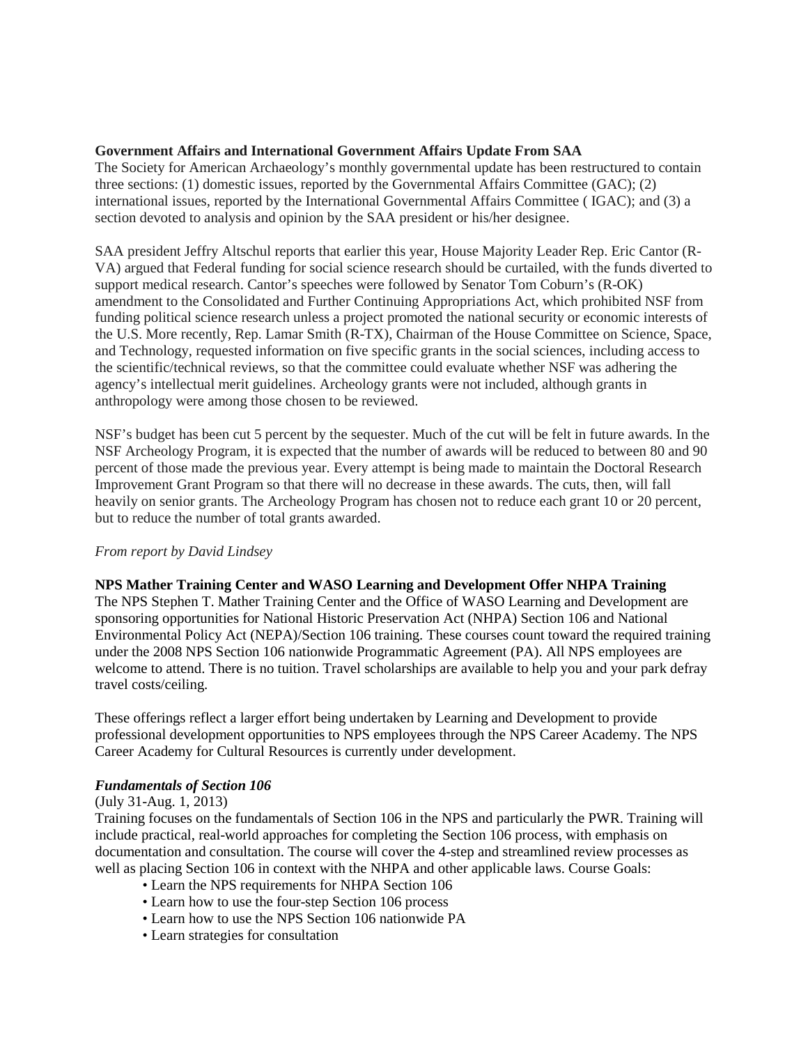**Government Affairs and International Government Affairs Update From SAA**
The Society for American Archaeology's monthly governmental update has been restructured to contain three sections: (1) domestic issues, reported by the Governmental Affairs Committee (GAC); (2) international issues, reported by the International Governmental Affairs Committee ( IGAC); and (3) a section devoted to analysis and opinion by the SAA president or his/her designee.

SAA president Jeffry Altschul reports that earlier this year, House Majority Leader Rep. Eric Cantor (R-VA) argued that Federal funding for social science research should be curtailed, with the funds diverted to support medical research. Cantor's speeches were followed by Senator Tom Coburn's (R-OK) amendment to the Consolidated and Further Continuing Appropriations Act, which prohibited NSF from funding political science research unless a project promoted the national security or economic interests of the U.S. More recently, Rep. Lamar Smith (R-TX), Chairman of the House Committee on Science, Space, and Technology, requested information on five specific grants in the social sciences, including access to the scientific/technical reviews, so that the committee could evaluate whether NSF was adhering the agency's intellectual merit guidelines. Archeology grants were not included, although grants in anthropology were among those chosen to be reviewed.

NSF's budget has been cut 5 percent by the sequester. Much of the cut will be felt in future awards. In the NSF Archeology Program, it is expected that the number of awards will be reduced to between 80 and 90 percent of those made the previous year. Every attempt is being made to maintain the Doctoral Research Improvement Grant Program so that there will no decrease in these awards. The cuts, then, will fall heavily on senior grants. The Archeology Program has chosen not to reduce each grant 10 or 20 percent, but to reduce the number of total grants awarded.

*From report by David Lindsey*

**NPS Mather Training Center and WASO Learning and Development Offer NHPA Training**
The NPS Stephen T. Mather Training Center and the Office of WASO Learning and Development are sponsoring opportunities for National Historic Preservation Act (NHPA) Section 106 and National Environmental Policy Act (NEPA)/Section 106 training. These courses count toward the required training under the 2008 NPS Section 106 nationwide Programmatic Agreement (PA). All NPS employees are welcome to attend. There is no tuition. Travel scholarships are available to help you and your park defray travel costs/ceiling.

These offerings reflect a larger effort being undertaken by Learning and Development to provide professional development opportunities to NPS employees through the NPS Career Academy. The NPS Career Academy for Cultural Resources is currently under development.

***Fundamentals of Section 106***
(July 31-Aug. 1, 2013)
Training focuses on the fundamentals of Section 106 in the NPS and particularly the PWR. Training will include practical, real-world approaches for completing the Section 106 process, with emphasis on documentation and consultation. The course will cover the 4-step and streamlined review processes as well as placing Section 106 in context with the NHPA and other applicable laws. Course Goals:

- Learn the NPS requirements for NHPA Section 106
- Learn how to use the four-step Section 106 process
- Learn how to use the NPS Section 106 nationwide PA
- Learn strategies for consultation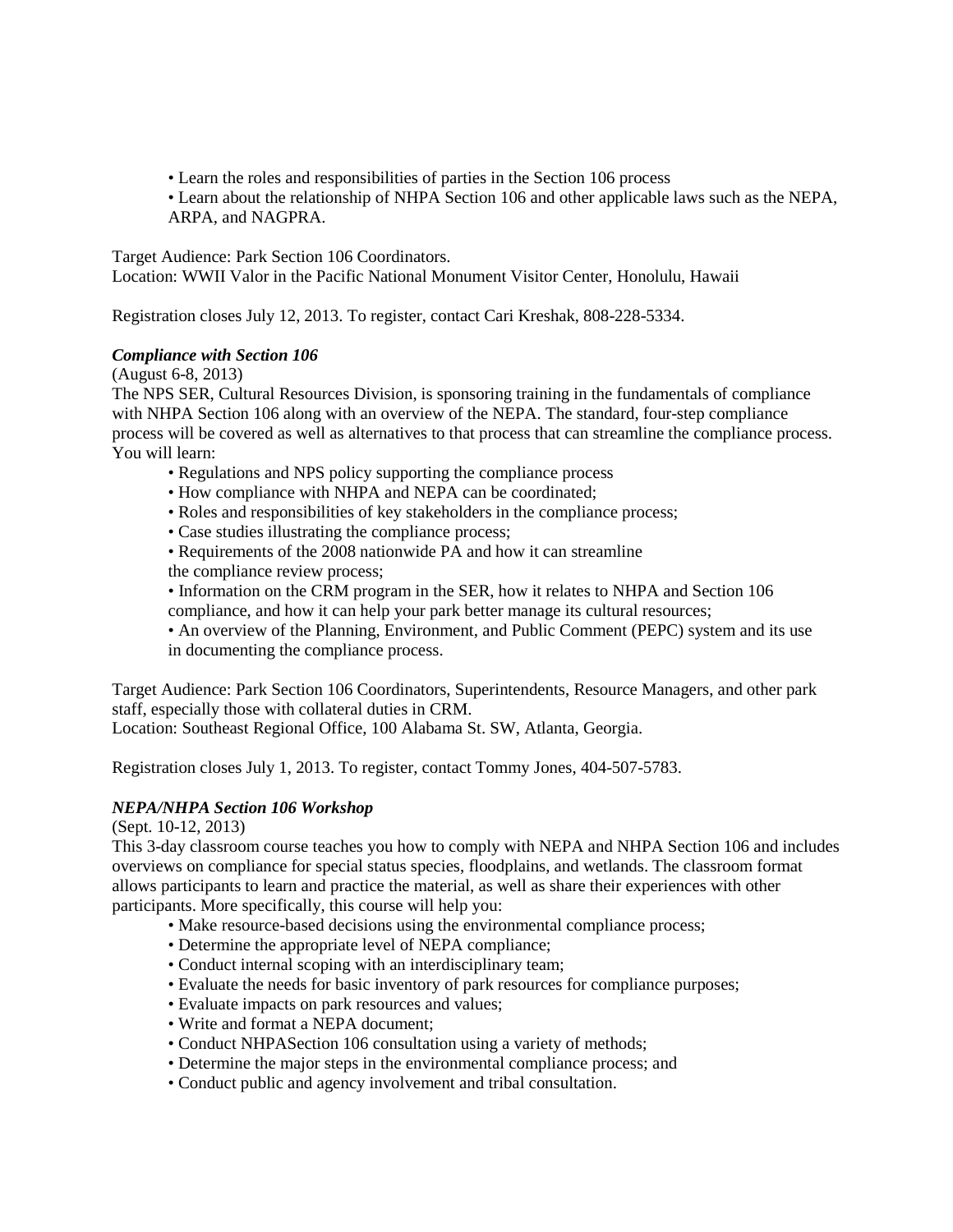- Learn the roles and responsibilities of parties in the Section 106 process
- Learn about the relationship of NHPA Section 106 and other applicable laws such as the NEPA, ARPA, and NAGPRA.

Target Audience: Park Section 106 Coordinators.
Location: WWII Valor in the Pacific National Monument Visitor Center, Honolulu, Hawaii

Registration closes July 12, 2013. To register, contact Cari Kreshak, 808-228-5334.

***Compliance with Section 106***

(August 6-8, 2013)
The NPS SER, Cultural Resources Division, is sponsoring training in the fundamentals of compliance with NHPA Section 106 along with an overview of the NEPA. The standard, four-step compliance process will be covered as well as alternatives to that process that can streamline the compliance process. You will learn:

- Regulations and NPS policy supporting the compliance process
- How compliance with NHPA and NEPA can be coordinated;
- Roles and responsibilities of key stakeholders in the compliance process;
- Case studies illustrating the compliance process;
- Requirements of the 2008 nationwide PA and how it can streamline the compliance review process;
- Information on the CRM program in the SER, how it relates to NHPA and Section 106 compliance, and how it can help your park better manage its cultural resources;
- An overview of the Planning, Environment, and Public Comment (PEPC) system and its use in documenting the compliance process.

Target Audience: Park Section 106 Coordinators, Superintendents, Resource Managers, and other park staff, especially those with collateral duties in CRM.
Location: Southeast Regional Office, 100 Alabama St. SW, Atlanta, Georgia.

Registration closes July 1, 2013. To register, contact Tommy Jones, 404-507-5783.

***NEPA/NHPA Section 106 Workshop***

(Sept. 10-12, 2013)
This 3-day classroom course teaches you how to comply with NEPA and NHPA Section 106 and includes overviews on compliance for special status species, floodplains, and wetlands. The classroom format allows participants to learn and practice the material, as well as share their experiences with other participants. More specifically, this course will help you:

- Make resource-based decisions using the environmental compliance process;
- Determine the appropriate level of NEPA compliance;
- Conduct internal scoping with an interdisciplinary team;
- Evaluate the needs for basic inventory of park resources for compliance purposes;
- Evaluate impacts on park resources and values;
- Write and format a NEPA document;
- Conduct NHPASection 106 consultation using a variety of methods;
- Determine the major steps in the environmental compliance process; and
- Conduct public and agency involvement and tribal consultation.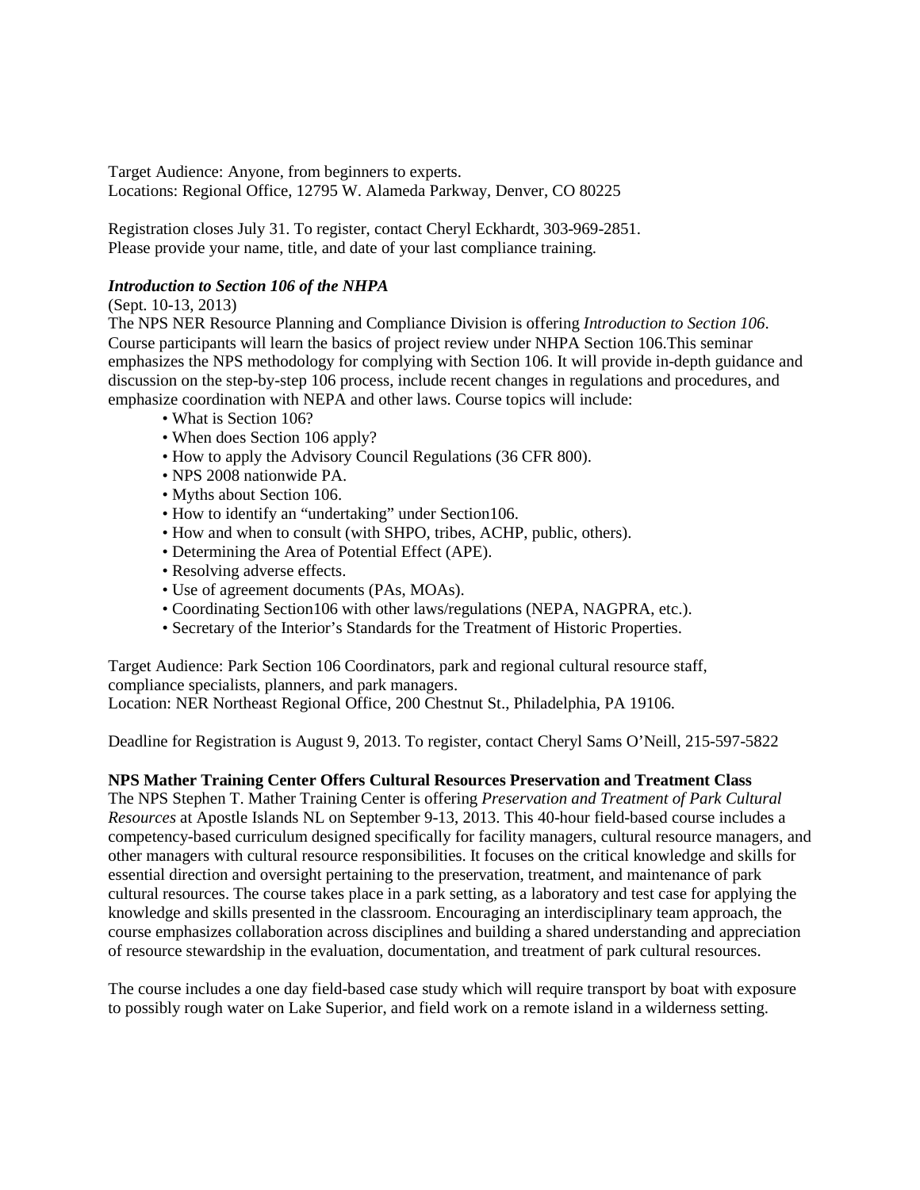Target Audience: Anyone, from beginners to experts.
Locations: Regional Office, 12795 W. Alameda Parkway, Denver, CO 80225

Registration closes July 31. To register, contact Cheryl Eckhardt, 303-969-2851.
Please provide your name, title, and date of your last compliance training.

***Introduction to Section 106 of the NHPA***

(Sept. 10-13, 2013)
The NPS NER Resource Planning and Compliance Division is offering *Introduction to Section 106*. Course participants will learn the basics of project review under NHPA Section 106.This seminar emphasizes the NPS methodology for complying with Section 106. It will provide in-depth guidance and discussion on the step-by-step 106 process, include recent changes in regulations and procedures, and emphasize coordination with NEPA and other laws. Course topics will include:

- What is Section 106?
- When does Section 106 apply?
- How to apply the Advisory Council Regulations (36 CFR 800).
- NPS 2008 nationwide PA.
- Myths about Section 106.
- How to identify an "undertaking" under Section106.
- How and when to consult (with SHPO, tribes, ACHP, public, others).
- Determining the Area of Potential Effect (APE).
- Resolving adverse effects.
- Use of agreement documents (PAs, MOAs).
- Coordinating Section106 with other laws/regulations (NEPA, NAGPRA, etc.).
- Secretary of the Interior's Standards for the Treatment of Historic Properties.

Target Audience: Park Section 106 Coordinators, park and regional cultural resource staff, compliance specialists, planners, and park managers.
Location: NER Northeast Regional Office, 200 Chestnut St., Philadelphia, PA 19106.

Deadline for Registration is August 9, 2013. To register, contact Cheryl Sams O'Neill, 215-597-5822

**NPS Mather Training Center Offers Cultural Resources Preservation and Treatment Class**

The NPS Stephen T. Mather Training Center is offering *Preservation and Treatment of Park Cultural Resources* at Apostle Islands NL on September 9-13, 2013. This 40-hour field-based course includes a competency-based curriculum designed specifically for facility managers, cultural resource managers, and other managers with cultural resource responsibilities. It focuses on the critical knowledge and skills for essential direction and oversight pertaining to the preservation, treatment, and maintenance of park cultural resources. The course takes place in a park setting, as a laboratory and test case for applying the knowledge and skills presented in the classroom. Encouraging an interdisciplinary team approach, the course emphasizes collaboration across disciplines and building a shared understanding and appreciation of resource stewardship in the evaluation, documentation, and treatment of park cultural resources.

The course includes a one day field-based case study which will require transport by boat with exposure to possibly rough water on Lake Superior, and field work on a remote island in a wilderness setting.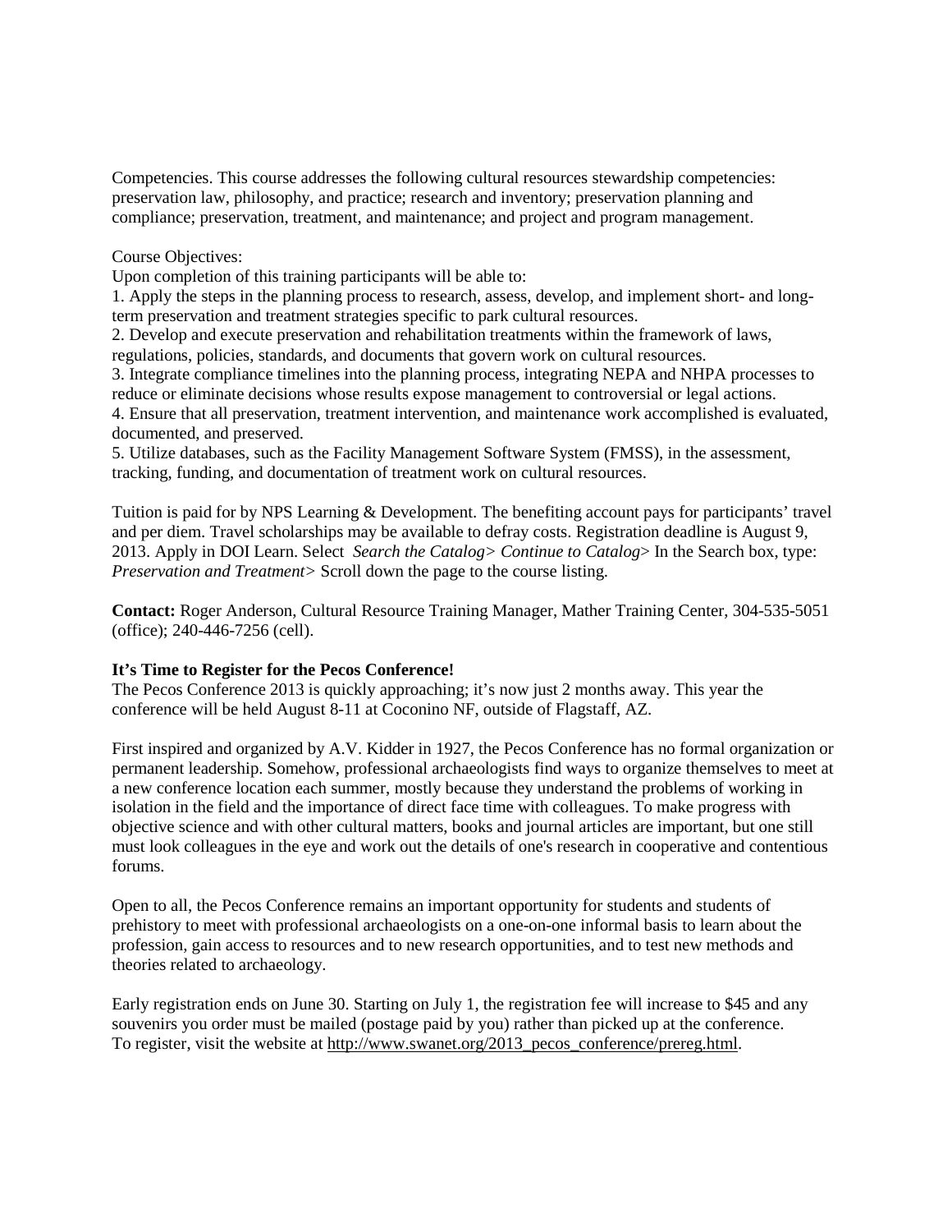Competencies. This course addresses the following cultural resources stewardship competencies: preservation law, philosophy, and practice; research and inventory; preservation planning and compliance; preservation, treatment, and maintenance; and project and program management.

Course Objectives:

Upon completion of this training participants will be able to:

1. Apply the steps in the planning process to research, assess, develop, and implement short- and long-term preservation and treatment strategies specific to park cultural resources.
2. Develop and execute preservation and rehabilitation treatments within the framework of laws, regulations, policies, standards, and documents that govern work on cultural resources.
3. Integrate compliance timelines into the planning process, integrating NEPA and NHPA processes to reduce or eliminate decisions whose results expose management to controversial or legal actions.
4. Ensure that all preservation, treatment intervention, and maintenance work accomplished is evaluated, documented, and preserved.
5. Utilize databases, such as the Facility Management Software System (FMSS), in the assessment, tracking, funding, and documentation of treatment work on cultural resources.

Tuition is paid for by NPS Learning & Development. The benefiting account pays for participants' travel and per diem. Travel scholarships may be available to defray costs. Registration deadline is August 9, 2013. Apply in DOI Learn. Select *Search the Catalog> Continue to Catalog*> In the Search box, type: *Preservation and Treatment>* Scroll down the page to the course listing.

**Contact:** Roger Anderson, Cultural Resource Training Manager, Mather Training Center, 304-535-5051 (office); 240-446-7256 (cell).

**It's Time to Register for the Pecos Conference!**

The Pecos Conference 2013 is quickly approaching; it's now just 2 months away. This year the conference will be held August 8-11 at Coconino NF, outside of Flagstaff, AZ.

First inspired and organized by A.V. Kidder in 1927, the Pecos Conference has no formal organization or permanent leadership. Somehow, professional archaeologists find ways to organize themselves to meet at a new conference location each summer, mostly because they understand the problems of working in isolation in the field and the importance of direct face time with colleagues. To make progress with objective science and with other cultural matters, books and journal articles are important, but one still must look colleagues in the eye and work out the details of one's research in cooperative and contentious forums.

Open to all, the Pecos Conference remains an important opportunity for students and students of prehistory to meet with professional archaeologists on a one-on-one informal basis to learn about the profession, gain access to resources and to new research opportunities, and to test new methods and theories related to archaeology.

Early registration ends on June 30. Starting on July 1, the registration fee will increase to $45 and any souvenirs you order must be mailed (postage paid by you) rather than picked up at the conference. To register, visit the website at http://www.swanet.org/2013_pecos_conference/prereg.html.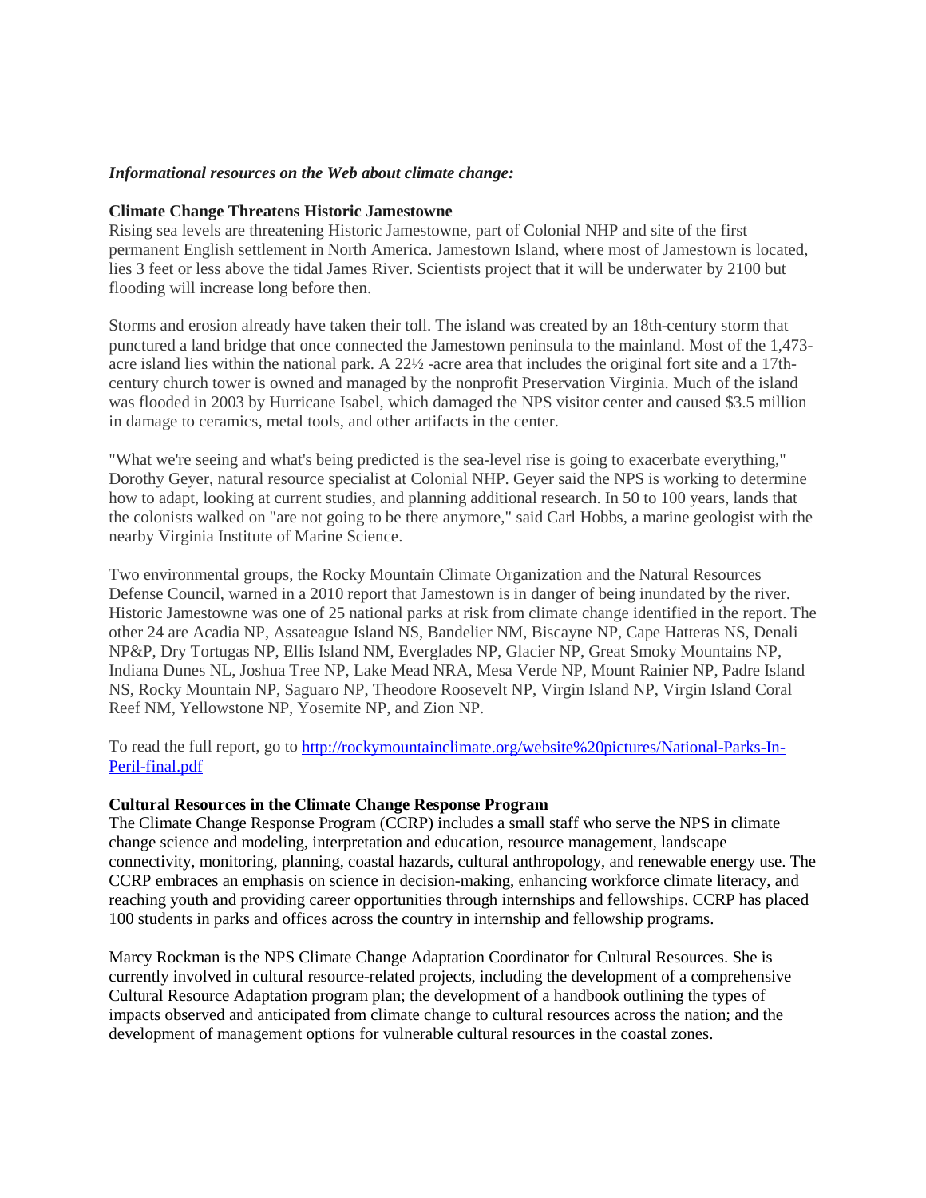***Informational resources on the Web about climate change:***

**Climate Change Threatens Historic Jamestowne**

Rising sea levels are threatening Historic Jamestowne, part of Colonial NHP and site of the first permanent English settlement in North America. Jamestown Island, where most of Jamestown is located, lies 3 feet or less above the tidal James River. Scientists project that it will be underwater by 2100 but flooding will increase long before then.

Storms and erosion already have taken their toll. The island was created by an 18th-century storm that punctured a land bridge that once connected the Jamestown peninsula to the mainland. Most of the 1,473-acre island lies within the national park. A 22½ -acre area that includes the original fort site and a 17th-century church tower is owned and managed by the nonprofit Preservation Virginia. Much of the island was flooded in 2003 by Hurricane Isabel, which damaged the NPS visitor center and caused $3.5 million in damage to ceramics, metal tools, and other artifacts in the center.

"What we're seeing and what's being predicted is the sea-level rise is going to exacerbate everything," Dorothy Geyer, natural resource specialist at Colonial NHP. Geyer said the NPS is working to determine how to adapt, looking at current studies, and planning additional research. In 50 to 100 years, lands that the colonists walked on "are not going to be there anymore," said Carl Hobbs, a marine geologist with the nearby Virginia Institute of Marine Science.

Two environmental groups, the Rocky Mountain Climate Organization and the Natural Resources Defense Council, warned in a 2010 report that Jamestown is in danger of being inundated by the river. Historic Jamestowne was one of 25 national parks at risk from climate change identified in the report. The other 24 are Acadia NP, Assateague Island NS, Bandelier NM, Biscayne NP, Cape Hatteras NS, Denali NP&P, Dry Tortugas NP, Ellis Island NM, Everglades NP, Glacier NP, Great Smoky Mountains NP, Indiana Dunes NL, Joshua Tree NP, Lake Mead NRA, Mesa Verde NP, Mount Rainier NP, Padre Island NS, Rocky Mountain NP, Saguaro NP, Theodore Roosevelt NP, Virgin Island NP, Virgin Island Coral Reef NM, Yellowstone NP, Yosemite NP, and Zion NP.

To read the full report, go to [http://rockymountainclimate.org/website%20pictures/National-Parks-In-Peril-final.pdf](http://rockymountainclimate.org/website%20pictures/National-Parks-In-Peril-final.pdf)

**Cultural Resources in the Climate Change Response Program**

The Climate Change Response Program (CCRP) includes a small staff who serve the NPS in climate change science and modeling, interpretation and education, resource management, landscape connectivity, monitoring, planning, coastal hazards, cultural anthropology, and renewable energy use. The CCRP embraces an emphasis on science in decision-making, enhancing workforce climate literacy, and reaching youth and providing career opportunities through internships and fellowships. CCRP has placed 100 students in parks and offices across the country in internship and fellowship programs.

Marcy Rockman is the NPS Climate Change Adaptation Coordinator for Cultural Resources. She is currently involved in cultural resource-related projects, including the development of a comprehensive Cultural Resource Adaptation program plan; the development of a handbook outlining the types of impacts observed and anticipated from climate change to cultural resources across the nation; and the development of management options for vulnerable cultural resources in the coastal zones.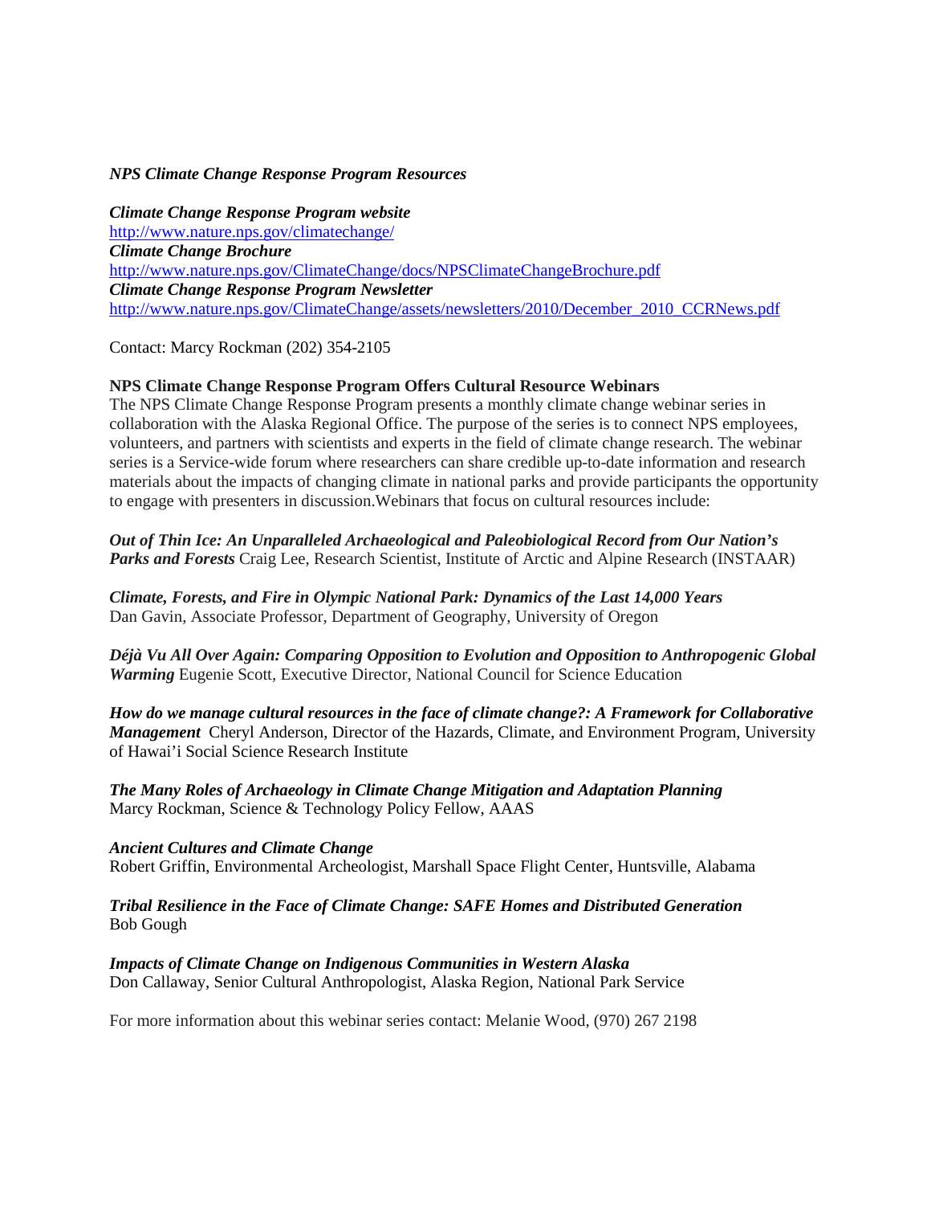***NPS Climate Change Response Program Resources***

***Climate Change Response Program website***
http://www.nature.nps.gov/climatechange/
***Climate Change Brochure***
http://www.nature.nps.gov/ClimateChange/docs/NPSClimateChangeBrochure.pdf
***Climate Change Response Program Newsletter***
http://www.nature.nps.gov/ClimateChange/assets/newsletters/2010/December_2010_CCRNews.pdf

Contact: Marcy Rockman (202) 354-2105

**NPS Climate Change Response Program Offers Cultural Resource Webinars**
The NPS Climate Change Response Program presents a monthly climate change webinar series in collaboration with the Alaska Regional Office. The purpose of the series is to connect NPS employees, volunteers, and partners with scientists and experts in the field of climate change research. The webinar series is a Service-wide forum where researchers can share credible up-to-date information and research materials about the impacts of changing climate in national parks and provide participants the opportunity to engage with presenters in discussion.Webinars that focus on cultural resources include:

***Out of Thin Ice: An Unparalleled Archaeological and Paleobiological Record from Our Nation's Parks and Forests*** Craig Lee, Research Scientist, Institute of Arctic and Alpine Research (INSTAAR)

***Climate, Forests, and Fire in Olympic National Park: Dynamics of the Last 14,000 Years***
Dan Gavin, Associate Professor, Department of Geography, University of Oregon

***Déjà Vu All Over Again: Comparing Opposition to Evolution and Opposition to Anthropogenic Global Warming*** Eugenie Scott, Executive Director, National Council for Science Education

***How do we manage cultural resources in the face of climate change?: A Framework for Collaborative Management*** Cheryl Anderson, Director of the Hazards, Climate, and Environment Program, University of Hawai'i Social Science Research Institute

***The Many Roles of Archaeology in Climate Change Mitigation and Adaptation Planning***
Marcy Rockman, Science & Technology Policy Fellow, AAAS

***Ancient Cultures and Climate Change***
Robert Griffin, Environmental Archeologist, Marshall Space Flight Center, Huntsville, Alabama

***Tribal Resilience in the Face of Climate Change: SAFE Homes and Distributed Generation***
Bob Gough

***Impacts of Climate Change on Indigenous Communities in Western Alaska***
Don Callaway, Senior Cultural Anthropologist, Alaska Region, National Park Service

For more information about this webinar series contact: Melanie Wood, (970) 267 2198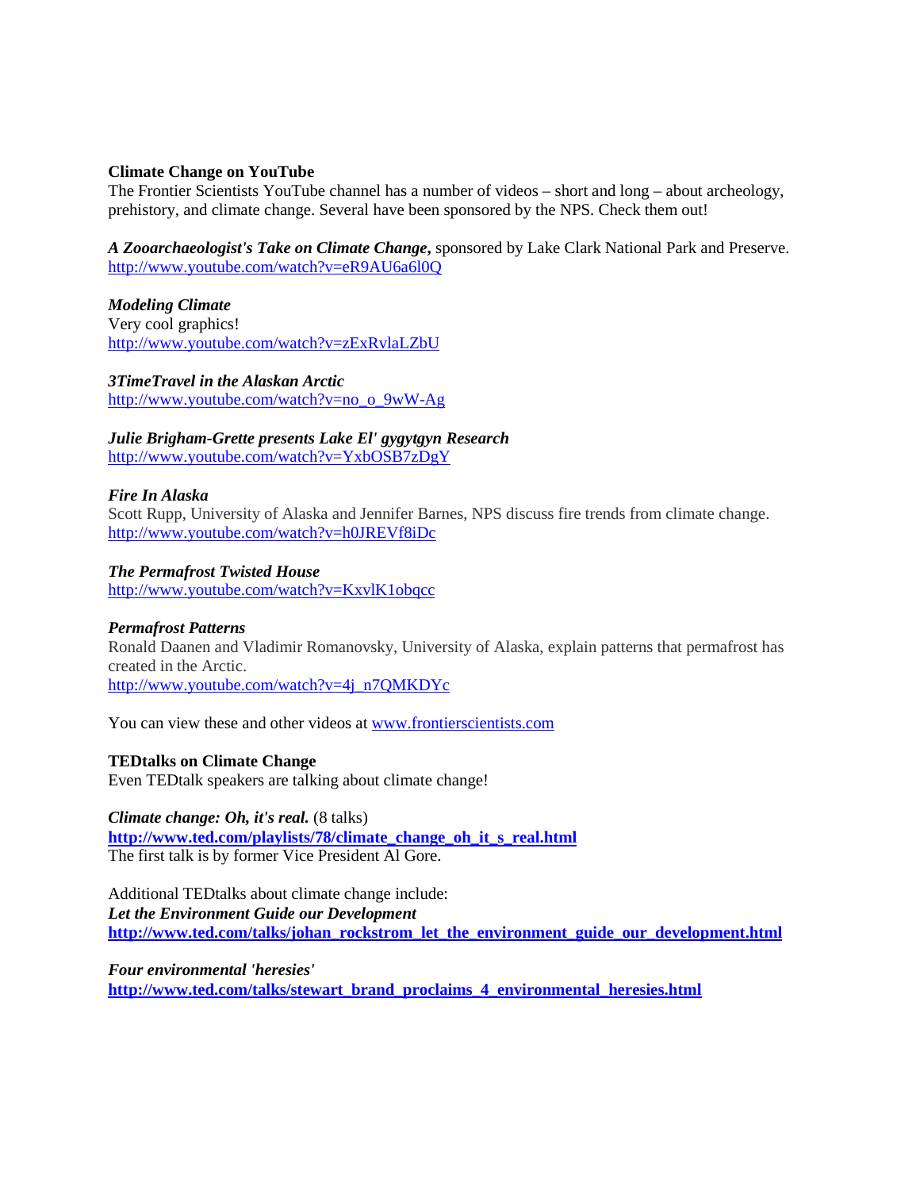**Climate Change on YouTube**

The Frontier Scientists YouTube channel has a number of videos – short and long – about archeology, prehistory, and climate change. Several have been sponsored by the NPS. Check them out!

***A Zooarchaeologist's Take on Climate Change*,** sponsored by Lake Clark National Park and Preserve.
http://www.youtube.com/watch?v=eR9AU6a6l0Q

***Modeling Climate***
Very cool graphics!
http://www.youtube.com/watch?v=zExRvlaLZbU

***3TimeTravel in the Alaskan Arctic***
http://www.youtube.com/watch?v=no_o_9wW-Ag

***Julie Brigham-Grette presents Lake El' gygytgyn Research***
http://www.youtube.com/watch?v=YxbOSB7zDgY

***Fire In Alaska***
Scott Rupp, University of Alaska and Jennifer Barnes, NPS discuss fire trends from climate change.
http://www.youtube.com/watch?v=h0JREVf8iDc

***The Permafrost Twisted House***
http://www.youtube.com/watch?v=KxvlK1obqcc

***Permafrost Patterns***
Ronald Daanen and Vladimir Romanovsky, University of Alaska, explain patterns that permafrost has created in the Arctic.
http://www.youtube.com/watch?v=4j_n7QMKDYc

You can view these and other videos at www.frontierscientists.com

**TEDtalks on Climate Change**
Even TEDtalk speakers are talking about climate change!

***Climate change: Oh, it's real.*** (8 talks)
**http://www.ted.com/playlists/78/climate_change_oh_it_s_real.html**
The first talk is by former Vice President Al Gore.

Additional TEDtalks about climate change include:
***Let the Environment Guide our Development***
**http://www.ted.com/talks/johan_rockstrom_let_the_environment_guide_our_development.html**

***Four environmental 'heresies'***
**http://www.ted.com/talks/stewart_brand_proclaims_4_environmental_heresies.html**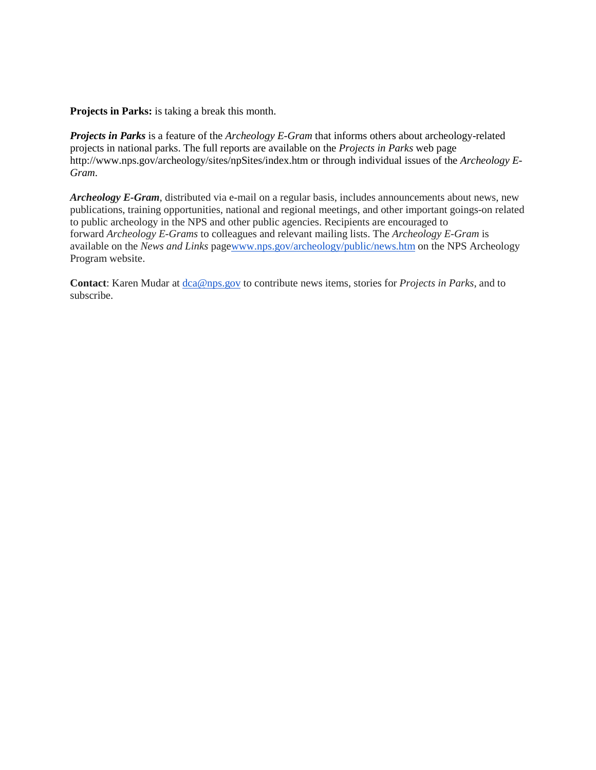**Projects in Parks:** is taking a break this month.

***Projects in Parks*** is a feature of the *Archeology E-Gram* that informs others about archeology-related projects in national parks. The full reports are available on the *Projects in Parks* web page http://www.nps.gov/archeology/sites/npSites/index.htm or through individual issues of the *Archeology E-Gram*.

***Archeology E-Gram***, distributed via e-mail on a regular basis, includes announcements about news, new publications, training opportunities, national and regional meetings, and other important goings-on related to public archeology in the NPS and other public agencies. Recipients are encouraged to forward *Archeology E-Grams* to colleagues and relevant mailing lists. The *Archeology E-Gram* is available on the *News and Links* page[www.nps.gov/archeology/public/news.htm](www.nps.gov/archeology/public/news.htm) on the NPS Archeology Program website.

**Contact**: Karen Mudar at [dca@nps.gov](mailto:dca@nps.gov) to contribute news items, stories for *Projects in Parks*, and to subscribe.